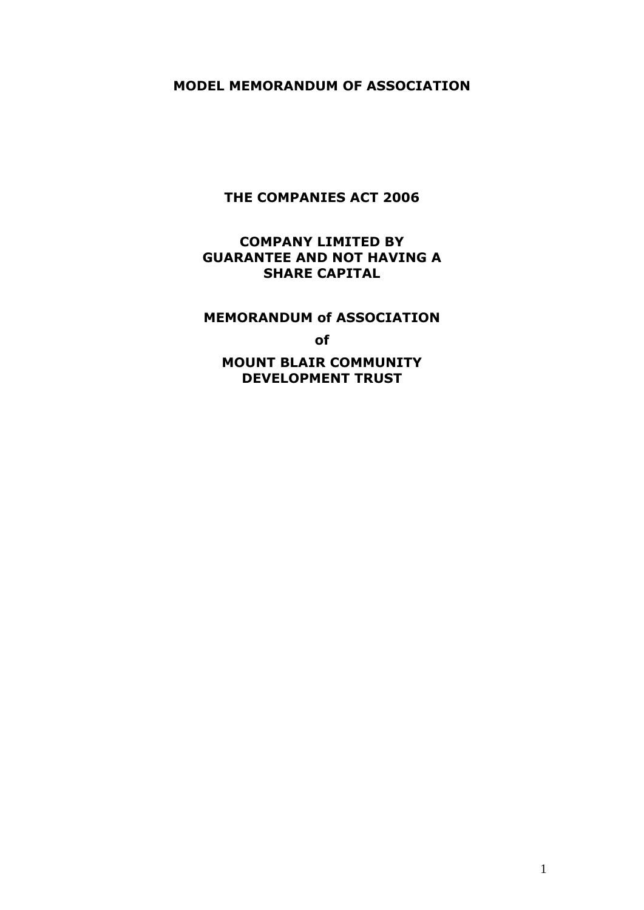# MODEL MEMORANDUM OF ASSOCIATION

## THE COMPANIES ACT 2006

## COMPANY LIMITED BY GUARANTEE AND NOT HAVING A SHARE CAPITAL

## MEMORANDUM of ASSOCIATION

**of**

## MOUNT BLAIR COMMUNITY DEVELOPMENT TRUST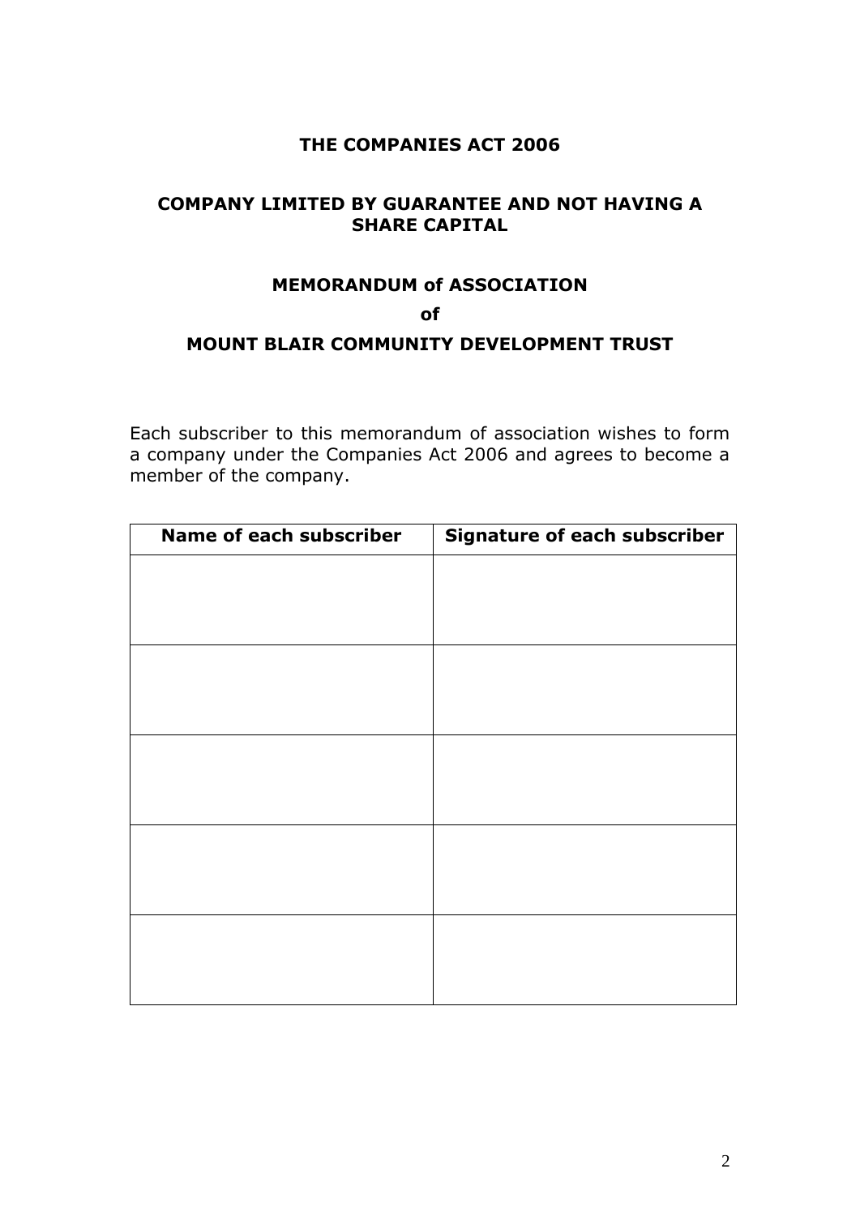# THE COMPANIES ACT 2006

## COMPANY LIMITED BY GUARANTEE AND NOT HAVING A SHARE CAPITAL

## MEMORANDUM of ASSOCIATION

## of

## MOUNT BLAIR COMMUNITY DEVELOPMENT TRUST

Each subscriber to this memorandum of association wishes to form a company under the Companies Act 2006 and agrees to become a member of the company.

| Name of each subscriber | Signature of each subscriber |
|---|---|
| | |
| | |
| | |
| | |
| | |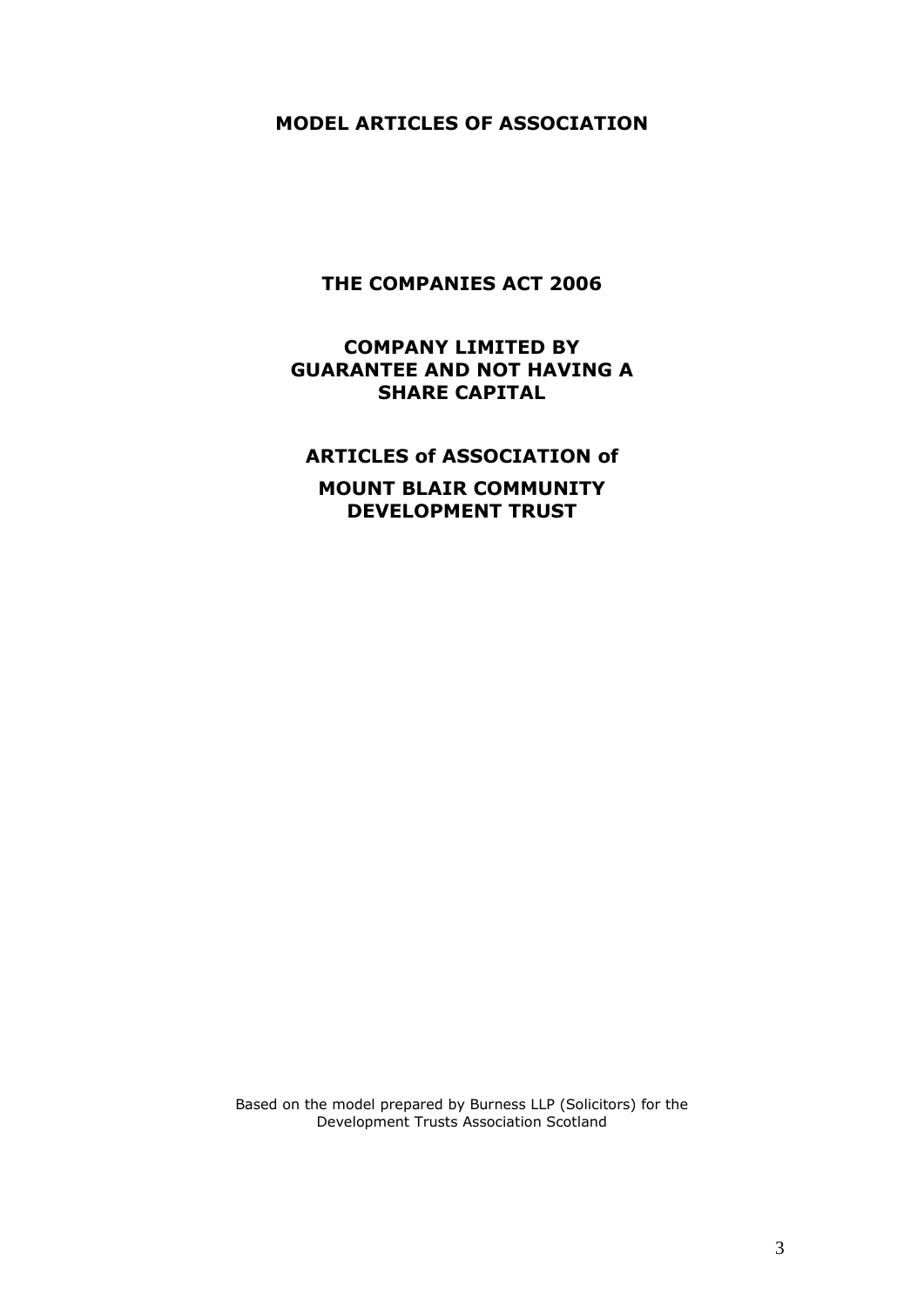# MODEL ARTICLES OF ASSOCIATION

## THE COMPANIES ACT 2006

## COMPANY LIMITED BY GUARANTEE AND NOT HAVING A SHARE CAPITAL

## ARTICLES of ASSOCIATION of

## MOUNT BLAIR COMMUNITY DEVELOPMENT TRUST

Based on the model prepared by Burness LLP (Solicitors) for the Development Trusts Association Scotland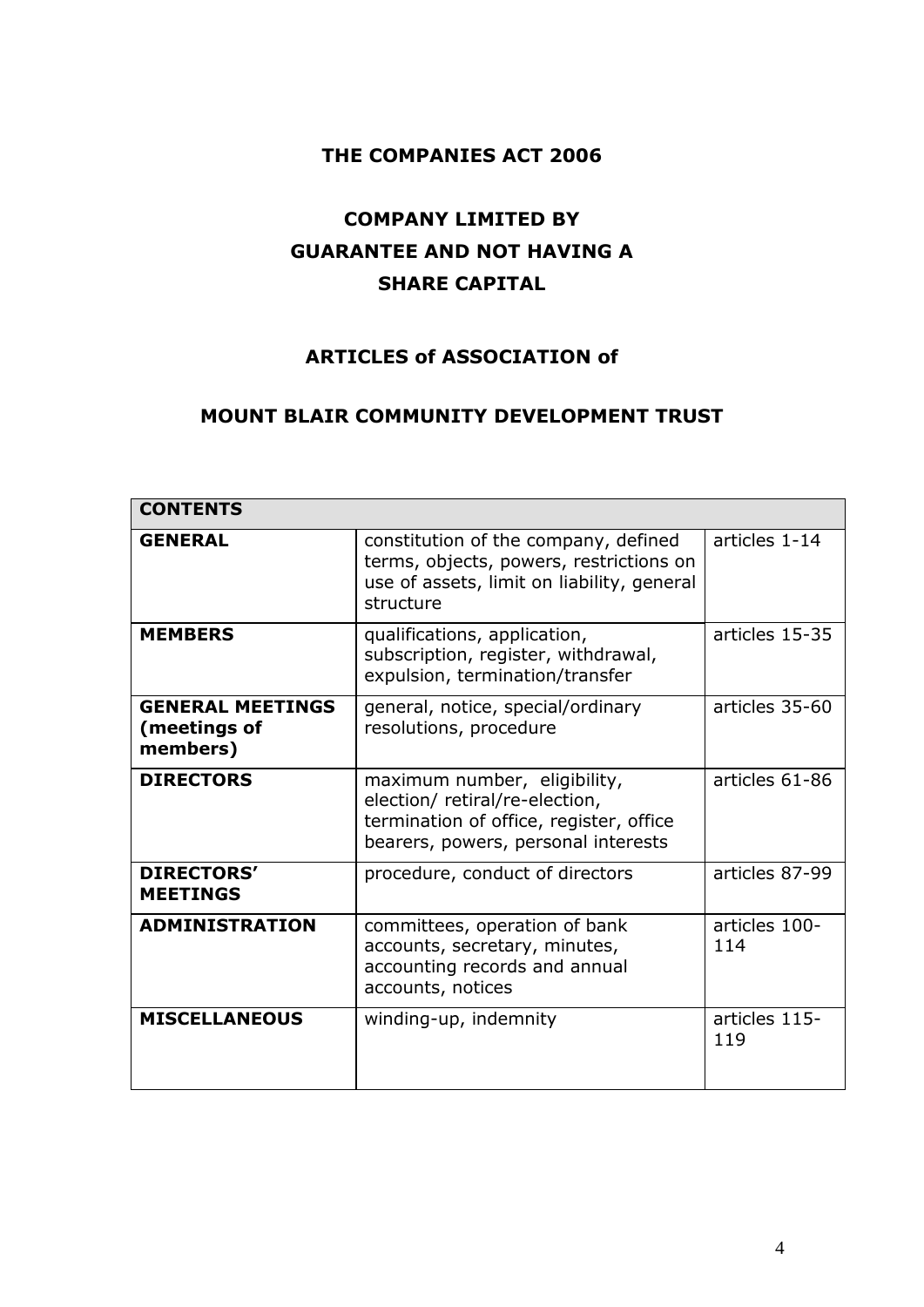**THE COMPANIES ACT 2006**

**COMPANY LIMITED BY GUARANTEE AND NOT HAVING A SHARE CAPITAL**

**ARTICLES of ASSOCIATION of**

**MOUNT BLAIR COMMUNITY DEVELOPMENT TRUST**

| **CONTENTS** | | |
|---|---|---|
| **GENERAL** | constitution of the company, defined terms, objects, powers, restrictions on use of assets, limit on liability, general structure | articles 1-14 |
| **MEMBERS** | qualifications, application, subscription, register, withdrawal, expulsion, termination/transfer | articles 15-35 |
| **GENERAL MEETINGS (meetings of members)** | general, notice, special/ordinary resolutions, procedure | articles 35-60 |
| **DIRECTORS** | maximum number, eligibility, election/ retiral/re-election, termination of office, register, office bearers, powers, personal interests | articles 61-86 |
| **DIRECTORS' MEETINGS** | procedure, conduct of directors | articles 87-99 |
| **ADMINISTRATION** | committees, operation of bank accounts, secretary, minutes, accounting records and annual accounts, notices | articles 100-114 |
| **MISCELLANEOUS** | winding-up, indemnity | articles 115-119 |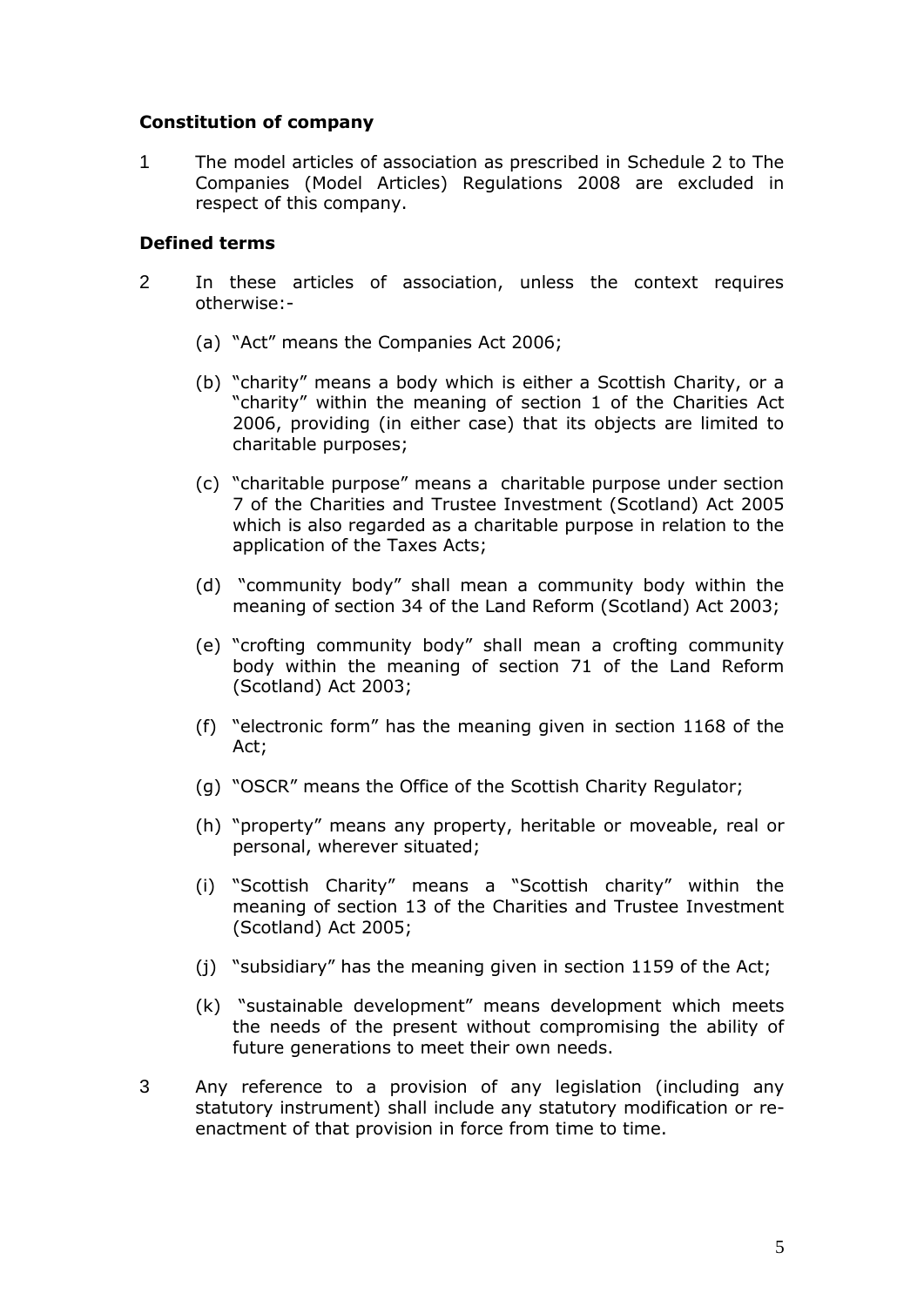### Constitution of company

1 The model articles of association as prescribed in Schedule 2 to The Companies (Model Articles) Regulations 2008 are excluded in respect of this company.

### Defined terms

2 In these articles of association, unless the context requires otherwise:-

   (a) "Act" means the Companies Act 2006;

   (b) "charity" means a body which is either a Scottish Charity, or a "charity" within the meaning of section 1 of the Charities Act 2006, providing (in either case) that its objects are limited to charitable purposes;

   (c) "charitable purpose" means a charitable purpose under section 7 of the Charities and Trustee Investment (Scotland) Act 2005 which is also regarded as a charitable purpose in relation to the application of the Taxes Acts;

   (d) "community body" shall mean a community body within the meaning of section 34 of the Land Reform (Scotland) Act 2003;

   (e) "crofting community body" shall mean a crofting community body within the meaning of section 71 of the Land Reform (Scotland) Act 2003;

   (f) "electronic form" has the meaning given in section 1168 of the Act;

   (g) "OSCR" means the Office of the Scottish Charity Regulator;

   (h) "property" means any property, heritable or moveable, real or personal, wherever situated;

   (i) "Scottish Charity" means a "Scottish charity" within the meaning of section 13 of the Charities and Trustee Investment (Scotland) Act 2005;

   (j) "subsidiary" has the meaning given in section 1159 of the Act;

   (k) "sustainable development" means development which meets the needs of the present without compromising the ability of future generations to meet their own needs.

3 Any reference to a provision of any legislation (including any statutory instrument) shall include any statutory modification or re-enactment of that provision in force from time to time.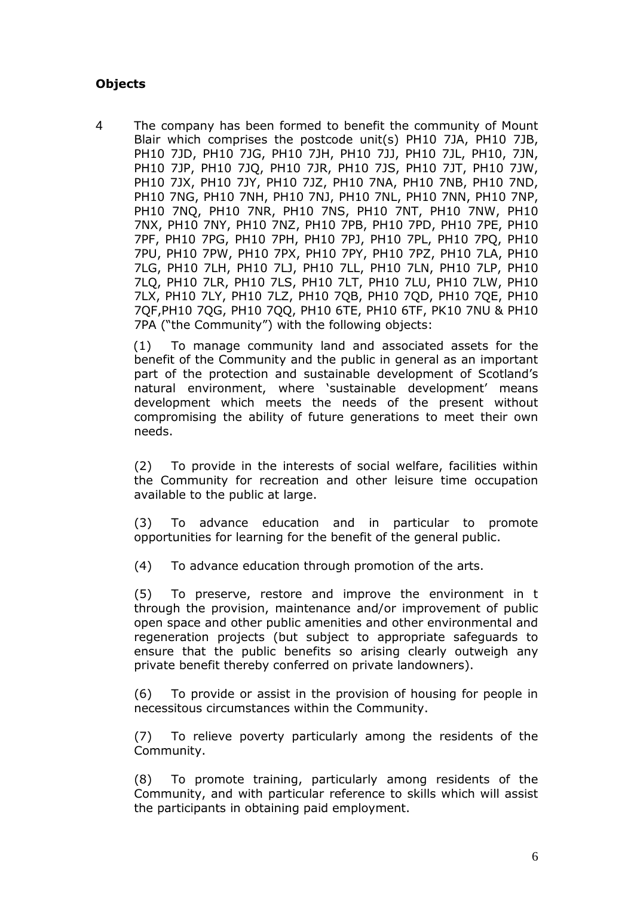**Objects**

4 The company has been formed to benefit the community of Mount Blair which comprises the postcode unit(s) PH10 7JA, PH10 7JB, PH10 7JD, PH10 7JG, PH10 7JH, PH10 7JJ, PH10 7JL, PH10, 7JN, PH10 7JP, PH10 7JQ, PH10 7JR, PH10 7JS, PH10 7JT, PH10 7JW, PH10 7JX, PH10 7JY, PH10 7JZ, PH10 7NA, PH10 7NB, PH10 7ND, PH10 7NG, PH10 7NH, PH10 7NJ, PH10 7NL, PH10 7NN, PH10 7NP, PH10 7NQ, PH10 7NR, PH10 7NS, PH10 7NT, PH10 7NW, PH10 7NX, PH10 7NY, PH10 7NZ, PH10 7PB, PH10 7PD, PH10 7PE, PH10 7PF, PH10 7PG, PH10 7PH, PH10 7PJ, PH10 7PL, PH10 7PQ, PH10 7PU, PH10 7PW, PH10 7PX, PH10 7PY, PH10 7PZ, PH10 7LA, PH10 7LG, PH10 7LH, PH10 7LJ, PH10 7LL, PH10 7LN, PH10 7LP, PH10 7LQ, PH10 7LR, PH10 7LS, PH10 7LT, PH10 7LU, PH10 7LW, PH10 7LX, PH10 7LY, PH10 7LZ, PH10 7QB, PH10 7QD, PH10 7QE, PH10 7QF,PH10 7QG, PH10 7QQ, PH10 6TE, PH10 6TF, PK10 7NU & PH10 7PA ("the Community") with the following objects:

(1) To manage community land and associated assets for the benefit of the Community and the public in general as an important part of the protection and sustainable development of Scotland's natural environment, where 'sustainable development' means development which meets the needs of the present without compromising the ability of future generations to meet their own needs.

(2) To provide in the interests of social welfare, facilities within the Community for recreation and other leisure time occupation available to the public at large.

(3) To advance education and in particular to promote opportunities for learning for the benefit of the general public.

(4) To advance education through promotion of the arts.

(5) To preserve, restore and improve the environment in t through the provision, maintenance and/or improvement of public open space and other public amenities and other environmental and regeneration projects (but subject to appropriate safeguards to ensure that the public benefits so arising clearly outweigh any private benefit thereby conferred on private landowners).

(6) To provide or assist in the provision of housing for people in necessitous circumstances within the Community.

(7) To relieve poverty particularly among the residents of the Community.

(8) To promote training, particularly among residents of the Community, and with particular reference to skills which will assist the participants in obtaining paid employment.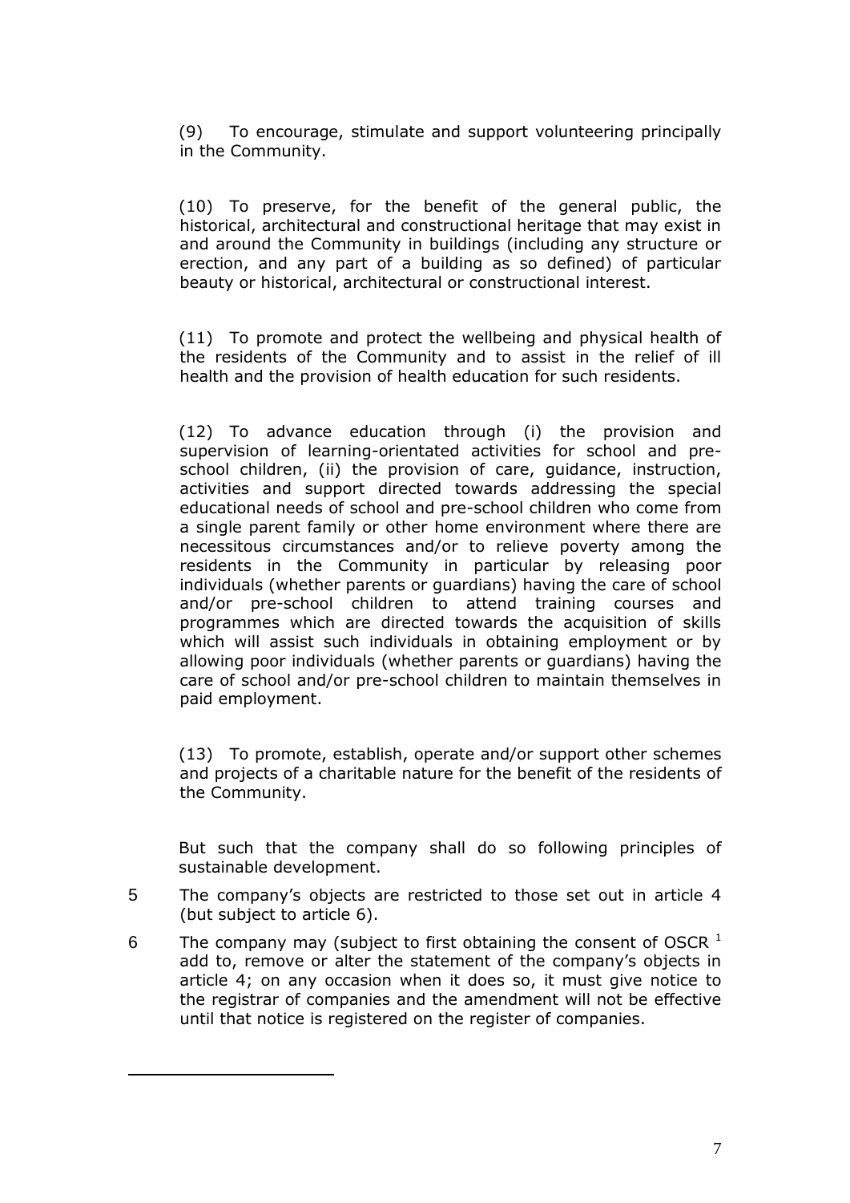(9) To encourage, stimulate and support volunteering principally in the Community.

(10) To preserve, for the benefit of the general public, the historical, architectural and constructional heritage that may exist in and around the Community in buildings (including any structure or erection, and any part of a building as so defined) of particular beauty or historical, architectural or constructional interest.

(11) To promote and protect the wellbeing and physical health of the residents of the Community and to assist in the relief of ill health and the provision of health education for such residents.

(12) To advance education through (i) the provision and supervision of learning-orientated activities for school and pre-school children, (ii) the provision of care, guidance, instruction, activities and support directed towards addressing the special educational needs of school and pre-school children who come from a single parent family or other home environment where there are necessitous circumstances and/or to relieve poverty among the residents in the Community in particular by releasing poor individuals (whether parents or guardians) having the care of school and/or pre-school children to attend training courses and programmes which are directed towards the acquisition of skills which will assist such individuals in obtaining employment or by allowing poor individuals (whether parents or guardians) having the care of school and/or pre-school children to maintain themselves in paid employment.

(13) To promote, establish, operate and/or support other schemes and projects of a charitable nature for the benefit of the residents of the Community.

But such that the company shall do so following principles of sustainable development.

5 The company's objects are restricted to those set out in article 4 (but subject to article 6).

6 The company may (subject to first obtaining the consent of OSCR [1] add to, remove or alter the statement of the company's objects in article 4; on any occasion when it does so, it must give notice to the registrar of companies and the amendment will not be effective until that notice is registered on the register of companies.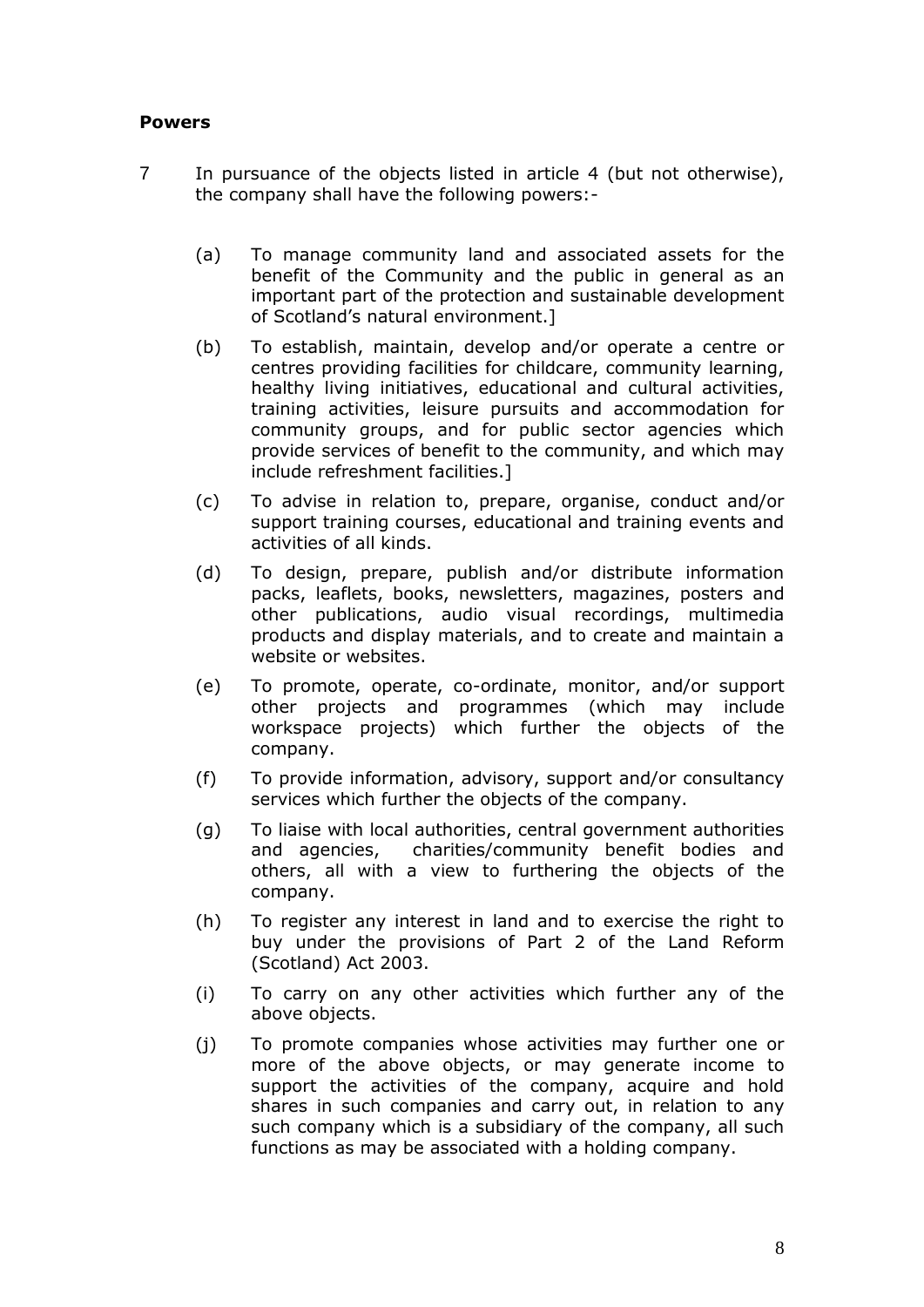**Powers**

7 In pursuance of the objects listed in article 4 (but not otherwise), the company shall have the following powers:-

(a) To manage community land and associated assets for the benefit of the Community and the public in general as an important part of the protection and sustainable development of Scotland's natural environment.]

(b) To establish, maintain, develop and/or operate a centre or centres providing facilities for childcare, community learning, healthy living initiatives, educational and cultural activities, training activities, leisure pursuits and accommodation for community groups, and for public sector agencies which provide services of benefit to the community, and which may include refreshment facilities.]

(c) To advise in relation to, prepare, organise, conduct and/or support training courses, educational and training events and activities of all kinds.

(d) To design, prepare, publish and/or distribute information packs, leaflets, books, newsletters, magazines, posters and other publications, audio visual recordings, multimedia products and display materials, and to create and maintain a website or websites.

(e) To promote, operate, co-ordinate, monitor, and/or support other projects and programmes (which may include workspace projects) which further the objects of the company.

(f) To provide information, advisory, support and/or consultancy services which further the objects of the company.

(g) To liaise with local authorities, central government authorities and agencies, charities/community benefit bodies and others, all with a view to furthering the objects of the company.

(h) To register any interest in land and to exercise the right to buy under the provisions of Part 2 of the Land Reform (Scotland) Act 2003.

(i) To carry on any other activities which further any of the above objects.

(j) To promote companies whose activities may further one or more of the above objects, or may generate income to support the activities of the company, acquire and hold shares in such companies and carry out, in relation to any such company which is a subsidiary of the company, all such functions as may be associated with a holding company.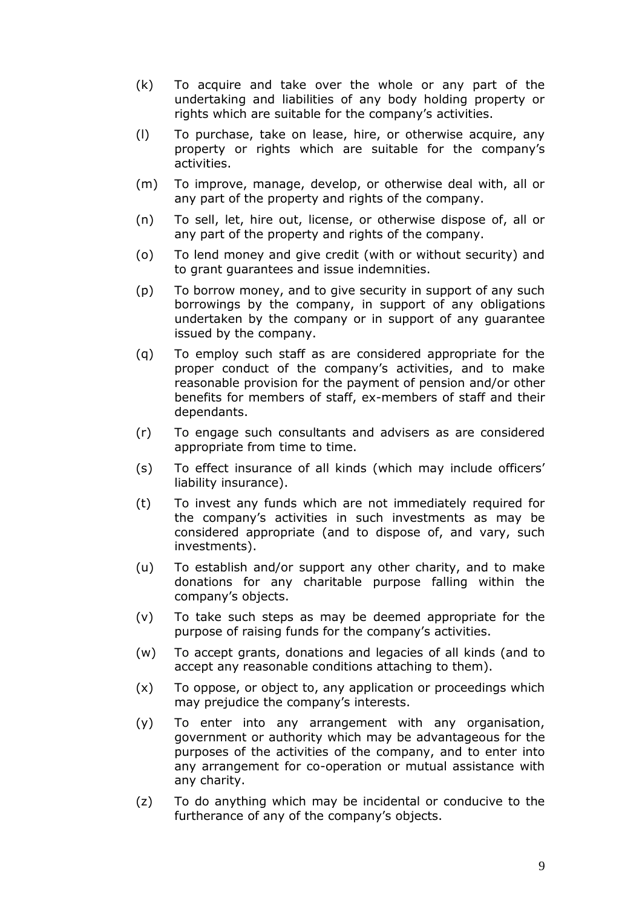(k) To acquire and take over the whole or any part of the undertaking and liabilities of any body holding property or rights which are suitable for the company's activities.

(l) To purchase, take on lease, hire, or otherwise acquire, any property or rights which are suitable for the company's activities.

(m) To improve, manage, develop, or otherwise deal with, all or any part of the property and rights of the company.

(n) To sell, let, hire out, license, or otherwise dispose of, all or any part of the property and rights of the company.

(o) To lend money and give credit (with or without security) and to grant guarantees and issue indemnities.

(p) To borrow money, and to give security in support of any such borrowings by the company, in support of any obligations undertaken by the company or in support of any guarantee issued by the company.

(q) To employ such staff as are considered appropriate for the proper conduct of the company's activities, and to make reasonable provision for the payment of pension and/or other benefits for members of staff, ex-members of staff and their dependants.

(r) To engage such consultants and advisers as are considered appropriate from time to time.

(s) To effect insurance of all kinds (which may include officers' liability insurance).

(t) To invest any funds which are not immediately required for the company's activities in such investments as may be considered appropriate (and to dispose of, and vary, such investments).

(u) To establish and/or support any other charity, and to make donations for any charitable purpose falling within the company's objects.

(v) To take such steps as may be deemed appropriate for the purpose of raising funds for the company's activities.

(w) To accept grants, donations and legacies of all kinds (and to accept any reasonable conditions attaching to them).

(x) To oppose, or object to, any application or proceedings which may prejudice the company's interests.

(y) To enter into any arrangement with any organisation, government or authority which may be advantageous for the purposes of the activities of the company, and to enter into any arrangement for co-operation or mutual assistance with any charity.

(z) To do anything which may be incidental or conducive to the furtherance of any of the company's objects.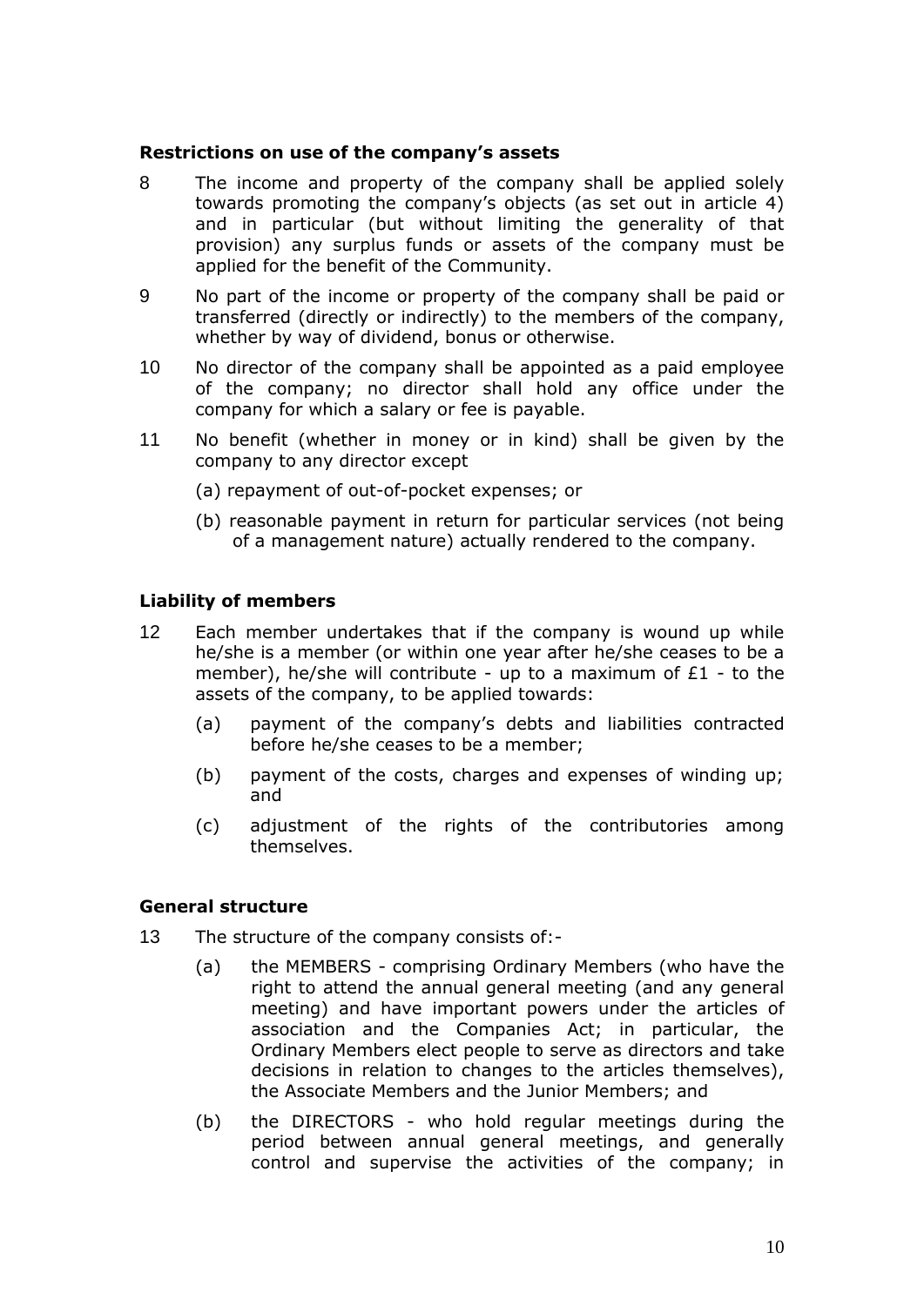### Restrictions on use of the company's assets

8 The income and property of the company shall be applied solely towards promoting the company's objects (as set out in article 4) and in particular (but without limiting the generality of that provision) any surplus funds or assets of the company must be applied for the benefit of the Community.

9 No part of the income or property of the company shall be paid or transferred (directly or indirectly) to the members of the company, whether by way of dividend, bonus or otherwise.

10 No director of the company shall be appointed as a paid employee of the company; no director shall hold any office under the company for which a salary or fee is payable.

11 No benefit (whether in money or in kind) shall be given by the company to any director except

(a) repayment of out-of-pocket expenses; or

(b) reasonable payment in return for particular services (not being of a management nature) actually rendered to the company.

### Liability of members

12 Each member undertakes that if the company is wound up while he/she is a member (or within one year after he/she ceases to be a member), he/she will contribute - up to a maximum of £1 - to the assets of the company, to be applied towards:

(a) payment of the company's debts and liabilities contracted before he/she ceases to be a member;

(b) payment of the costs, charges and expenses of winding up; and

(c) adjustment of the rights of the contributories among themselves.

### General structure

13 The structure of the company consists of:-

(a) the MEMBERS - comprising Ordinary Members (who have the right to attend the annual general meeting (and any general meeting) and have important powers under the articles of association and the Companies Act; in particular, the Ordinary Members elect people to serve as directors and take decisions in relation to changes to the articles themselves), the Associate Members and the Junior Members; and

(b) the DIRECTORS - who hold regular meetings during the period between annual general meetings, and generally control and supervise the activities of the company; in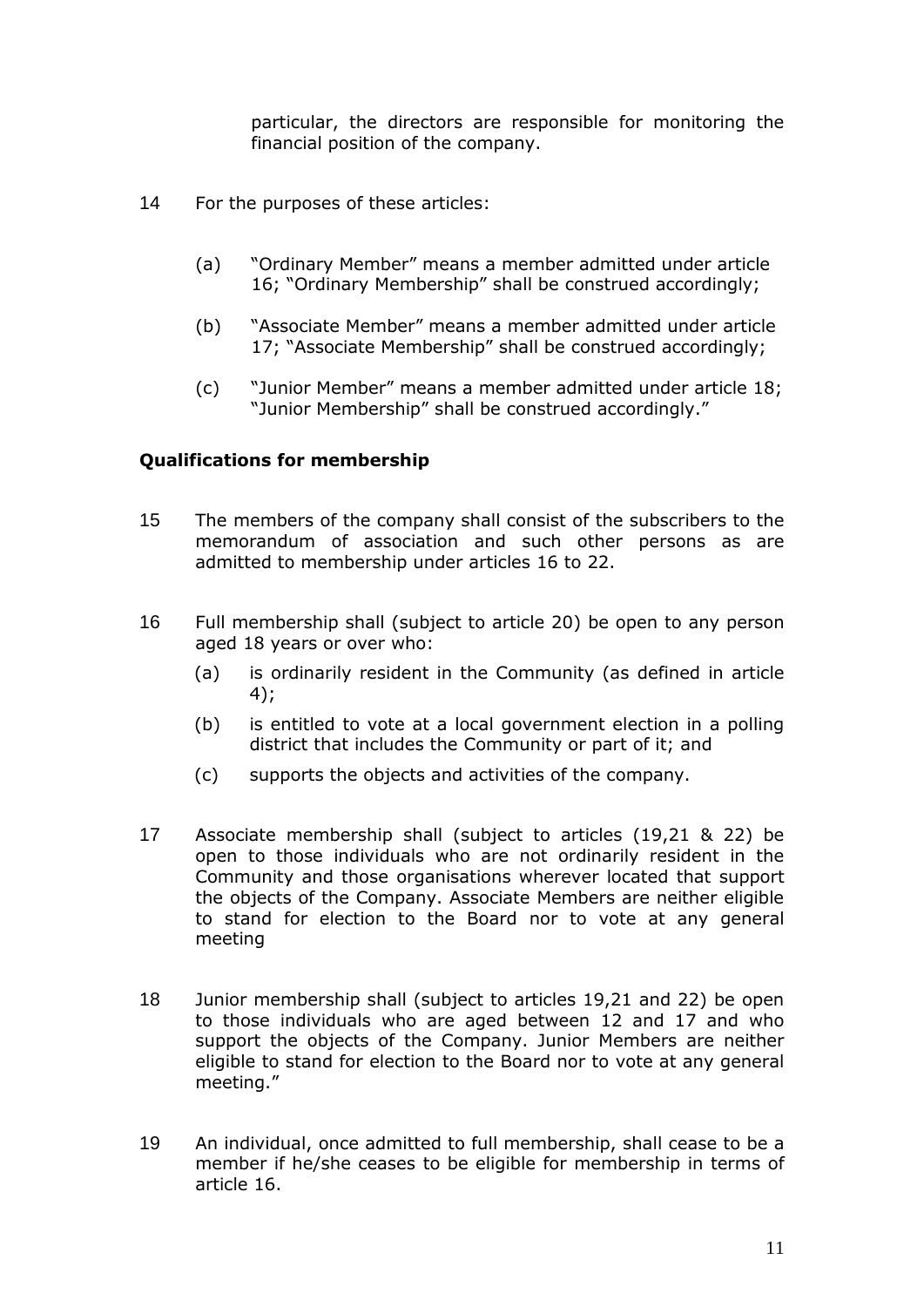particular, the directors are responsible for monitoring the financial position of the company.

14 For the purposes of these articles:

(a) "Ordinary Member" means a member admitted under article 16; "Ordinary Membership" shall be construed accordingly;

(b) "Associate Member" means a member admitted under article 17; "Associate Membership" shall be construed accordingly;

(c) "Junior Member" means a member admitted under article 18; "Junior Membership" shall be construed accordingly."

**Qualifications for membership**

15 The members of the company shall consist of the subscribers to the memorandum of association and such other persons as are admitted to membership under articles 16 to 22.

16 Full membership shall (subject to article 20) be open to any person aged 18 years or over who:

(a) is ordinarily resident in the Community (as defined in article 4);

(b) is entitled to vote at a local government election in a polling district that includes the Community or part of it; and

(c) supports the objects and activities of the company.

17 Associate membership shall (subject to articles (19,21 & 22) be open to those individuals who are not ordinarily resident in the Community and those organisations wherever located that support the objects of the Company. Associate Members are neither eligible to stand for election to the Board nor to vote at any general meeting

18 Junior membership shall (subject to articles 19,21 and 22) be open to those individuals who are aged between 12 and 17 and who support the objects of the Company. Junior Members are neither eligible to stand for election to the Board nor to vote at any general meeting."

19 An individual, once admitted to full membership, shall cease to be a member if he/she ceases to be eligible for membership in terms of article 16.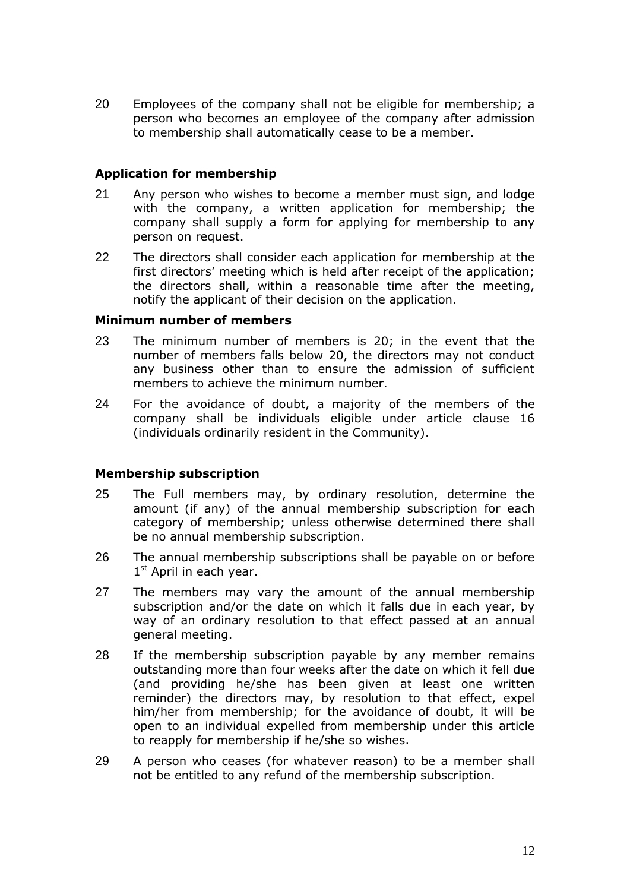20 Employees of the company shall not be eligible for membership; a person who becomes an employee of the company after admission to membership shall automatically cease to be a member.

### Application for membership

21 Any person who wishes to become a member must sign, and lodge with the company, a written application for membership; the company shall supply a form for applying for membership to any person on request.

22 The directors shall consider each application for membership at the first directors' meeting which is held after receipt of the application; the directors shall, within a reasonable time after the meeting, notify the applicant of their decision on the application.

### Minimum number of members

23 The minimum number of members is 20; in the event that the number of members falls below 20, the directors may not conduct any business other than to ensure the admission of sufficient members to achieve the minimum number.

24 For the avoidance of doubt, a majority of the members of the company shall be individuals eligible under article clause 16 (individuals ordinarily resident in the Community).

### Membership subscription

25 The Full members may, by ordinary resolution, determine the amount (if any) of the annual membership subscription for each category of membership; unless otherwise determined there shall be no annual membership subscription.

26 The annual membership subscriptions shall be payable on or before 1st April in each year.

27 The members may vary the amount of the annual membership subscription and/or the date on which it falls due in each year, by way of an ordinary resolution to that effect passed at an annual general meeting.

28 If the membership subscription payable by any member remains outstanding more than four weeks after the date on which it fell due (and providing he/she has been given at least one written reminder) the directors may, by resolution to that effect, expel him/her from membership; for the avoidance of doubt, it will be open to an individual expelled from membership under this article to reapply for membership if he/she so wishes.

29 A person who ceases (for whatever reason) to be a member shall not be entitled to any refund of the membership subscription.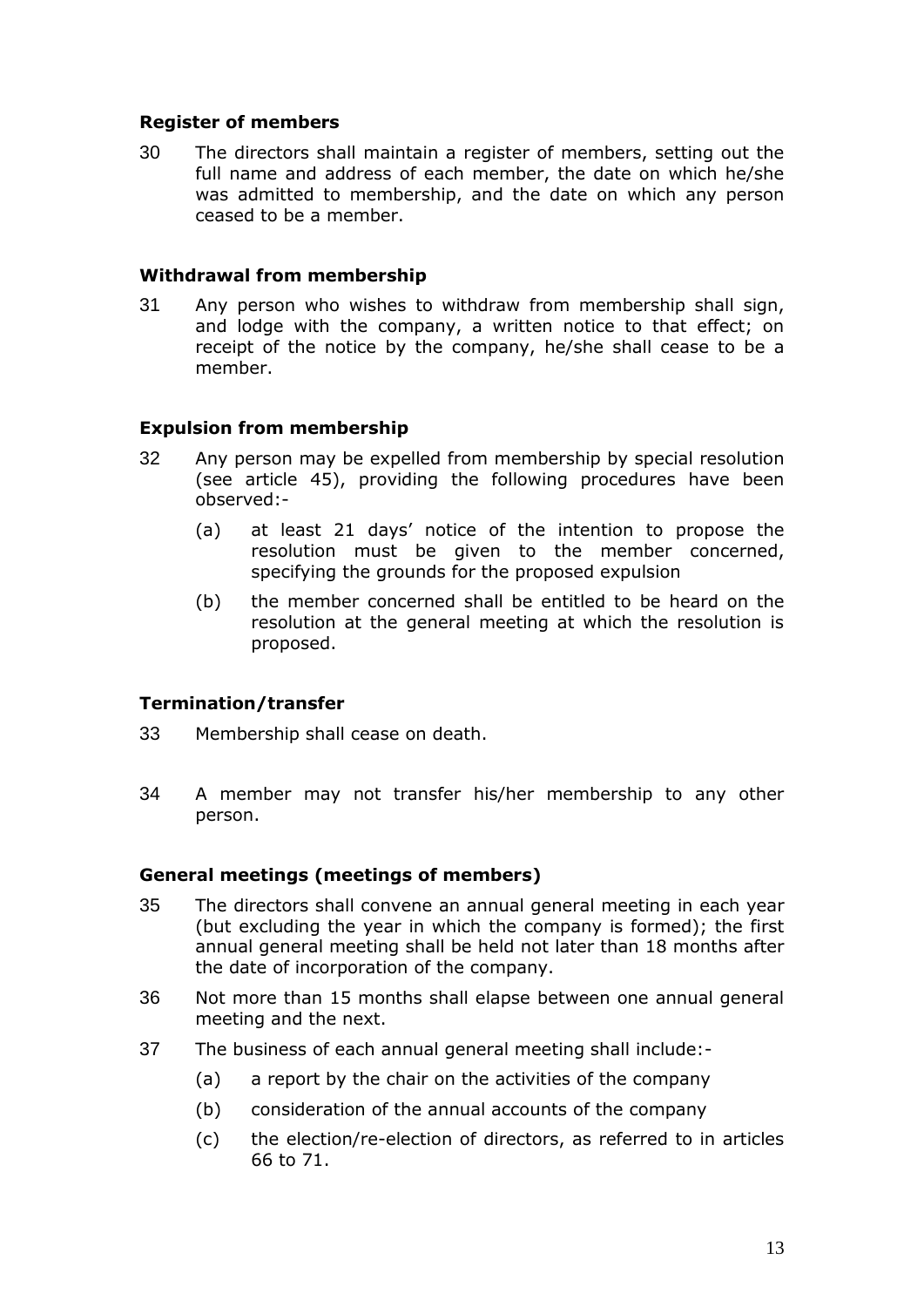### Register of members

30 The directors shall maintain a register of members, setting out the full name and address of each member, the date on which he/she was admitted to membership, and the date on which any person ceased to be a member.

### Withdrawal from membership

31 Any person who wishes to withdraw from membership shall sign, and lodge with the company, a written notice to that effect; on receipt of the notice by the company, he/she shall cease to be a member.

### Expulsion from membership

32 Any person may be expelled from membership by special resolution (see article 45), providing the following procedures have been observed:-

- (a) at least 21 days' notice of the intention to propose the resolution must be given to the member concerned, specifying the grounds for the proposed expulsion
- (b) the member concerned shall be entitled to be heard on the resolution at the general meeting at which the resolution is proposed.

### Termination/transfer

33 Membership shall cease on death.

34 A member may not transfer his/her membership to any other person.

### General meetings (meetings of members)

35 The directors shall convene an annual general meeting in each year (but excluding the year in which the company is formed); the first annual general meeting shall be held not later than 18 months after the date of incorporation of the company.

36 Not more than 15 months shall elapse between one annual general meeting and the next.

37 The business of each annual general meeting shall include:-

- (a) a report by the chair on the activities of the company
- (b) consideration of the annual accounts of the company
- (c) the election/re-election of directors, as referred to in articles 66 to 71.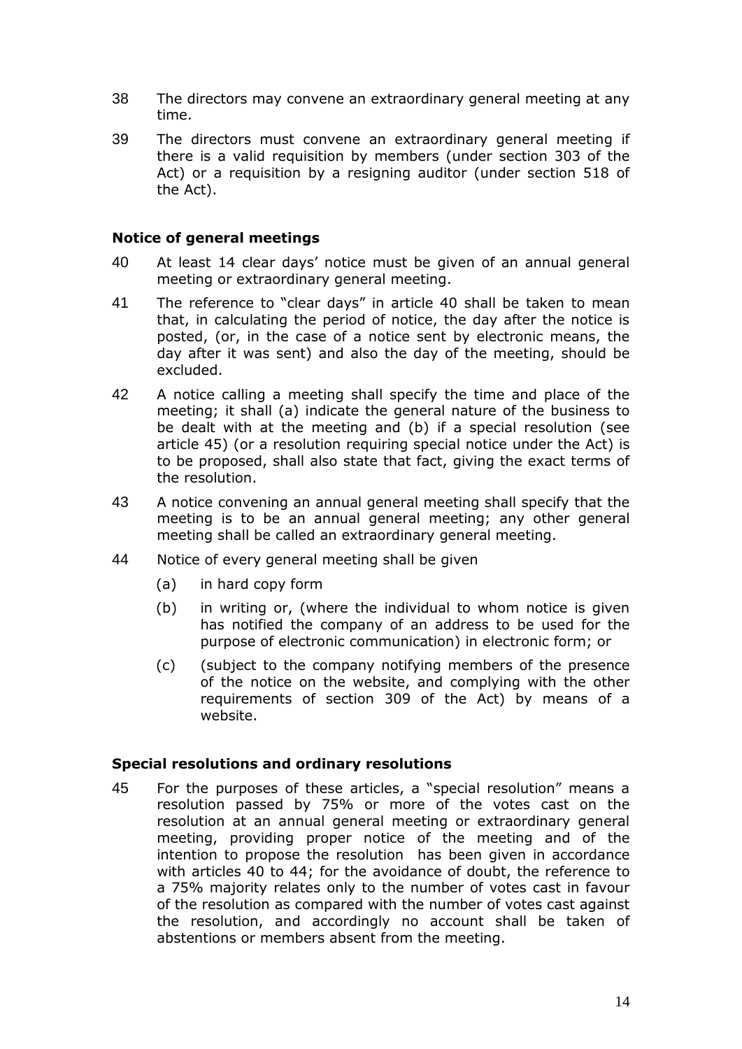38 The directors may convene an extraordinary general meeting at any time.

39 The directors must convene an extraordinary general meeting if there is a valid requisition by members (under section 303 of the Act) or a requisition by a resigning auditor (under section 518 of the Act).

**Notice of general meetings**

40 At least 14 clear days' notice must be given of an annual general meeting or extraordinary general meeting.

41 The reference to "clear days" in article 40 shall be taken to mean that, in calculating the period of notice, the day after the notice is posted, (or, in the case of a notice sent by electronic means, the day after it was sent) and also the day of the meeting, should be excluded.

42 A notice calling a meeting shall specify the time and place of the meeting; it shall (a) indicate the general nature of the business to be dealt with at the meeting and (b) if a special resolution (see article 45) (or a resolution requiring special notice under the Act) is to be proposed, shall also state that fact, giving the exact terms of the resolution.

43 A notice convening an annual general meeting shall specify that the meeting is to be an annual general meeting; any other general meeting shall be called an extraordinary general meeting.

44 Notice of every general meeting shall be given

- (a) in hard copy form
- (b) in writing or, (where the individual to whom notice is given has notified the company of an address to be used for the purpose of electronic communication) in electronic form; or
- (c) (subject to the company notifying members of the presence of the notice on the website, and complying with the other requirements of section 309 of the Act) by means of a website.

**Special resolutions and ordinary resolutions**

45 For the purposes of these articles, a "special resolution" means a resolution passed by 75% or more of the votes cast on the resolution at an annual general meeting or extraordinary general meeting, providing proper notice of the meeting and of the intention to propose the resolution has been given in accordance with articles 40 to 44; for the avoidance of doubt, the reference to a 75% majority relates only to the number of votes cast in favour of the resolution as compared with the number of votes cast against the resolution, and accordingly no account shall be taken of abstentions or members absent from the meeting.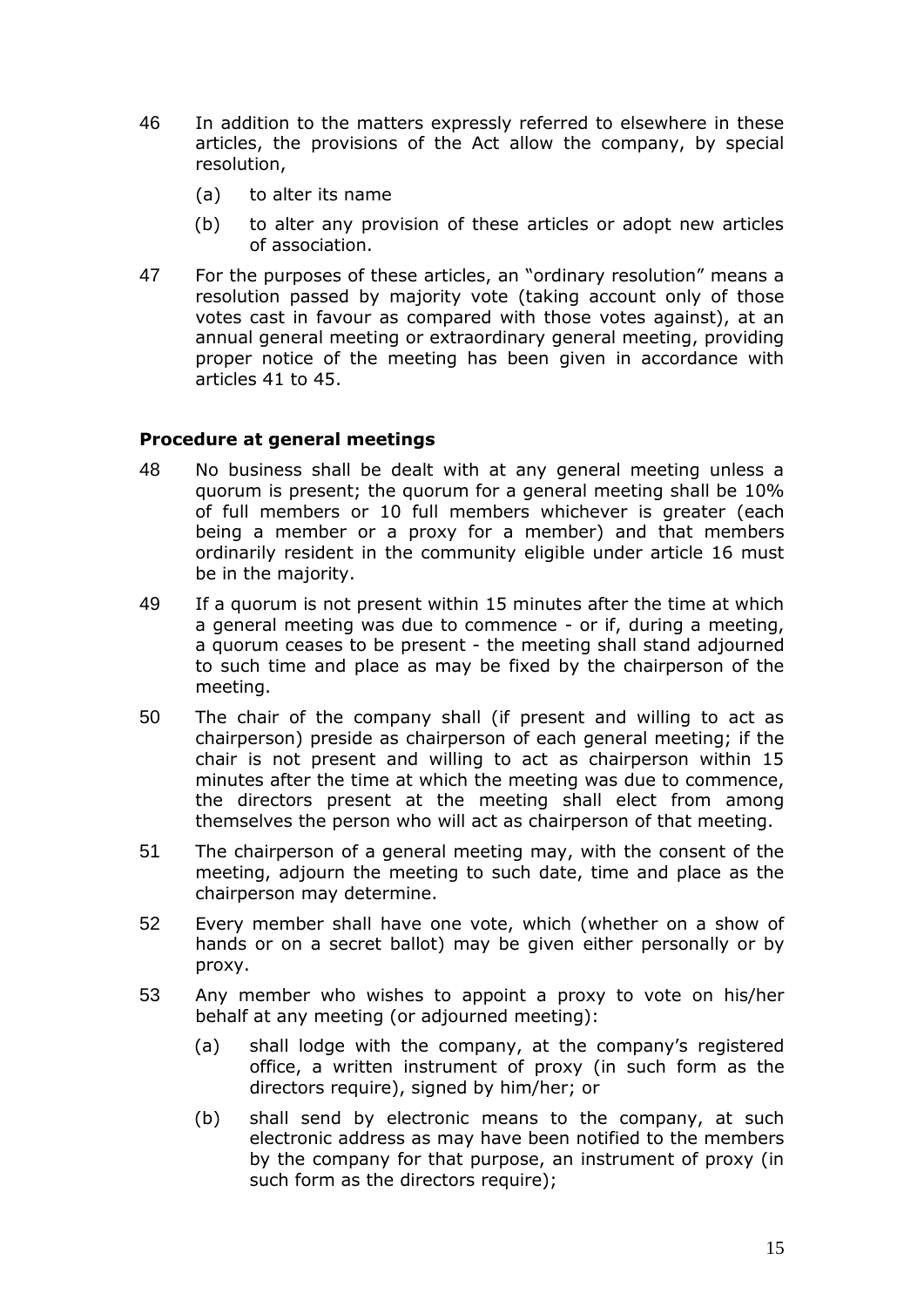46 In addition to the matters expressly referred to elsewhere in these articles, the provisions of the Act allow the company, by special resolution,

(a) to alter its name

(b) to alter any provision of these articles or adopt new articles of association.

47 For the purposes of these articles, an "ordinary resolution" means a resolution passed by majority vote (taking account only of those votes cast in favour as compared with those votes against), at an annual general meeting or extraordinary general meeting, providing proper notice of the meeting has been given in accordance with articles 41 to 45.

**Procedure at general meetings**

48 No business shall be dealt with at any general meeting unless a quorum is present; the quorum for a general meeting shall be 10% of full members or 10 full members whichever is greater (each being a member or a proxy for a member) and that members ordinarily resident in the community eligible under article 16 must be in the majority.

49 If a quorum is not present within 15 minutes after the time at which a general meeting was due to commence - or if, during a meeting, a quorum ceases to be present - the meeting shall stand adjourned to such time and place as may be fixed by the chairperson of the meeting.

50 The chair of the company shall (if present and willing to act as chairperson) preside as chairperson of each general meeting; if the chair is not present and willing to act as chairperson within 15 minutes after the time at which the meeting was due to commence, the directors present at the meeting shall elect from among themselves the person who will act as chairperson of that meeting.

51 The chairperson of a general meeting may, with the consent of the meeting, adjourn the meeting to such date, time and place as the chairperson may determine.

52 Every member shall have one vote, which (whether on a show of hands or on a secret ballot) may be given either personally or by proxy.

53 Any member who wishes to appoint a proxy to vote on his/her behalf at any meeting (or adjourned meeting):

(a) shall lodge with the company, at the company's registered office, a written instrument of proxy (in such form as the directors require), signed by him/her; or

(b) shall send by electronic means to the company, at such electronic address as may have been notified to the members by the company for that purpose, an instrument of proxy (in such form as the directors require);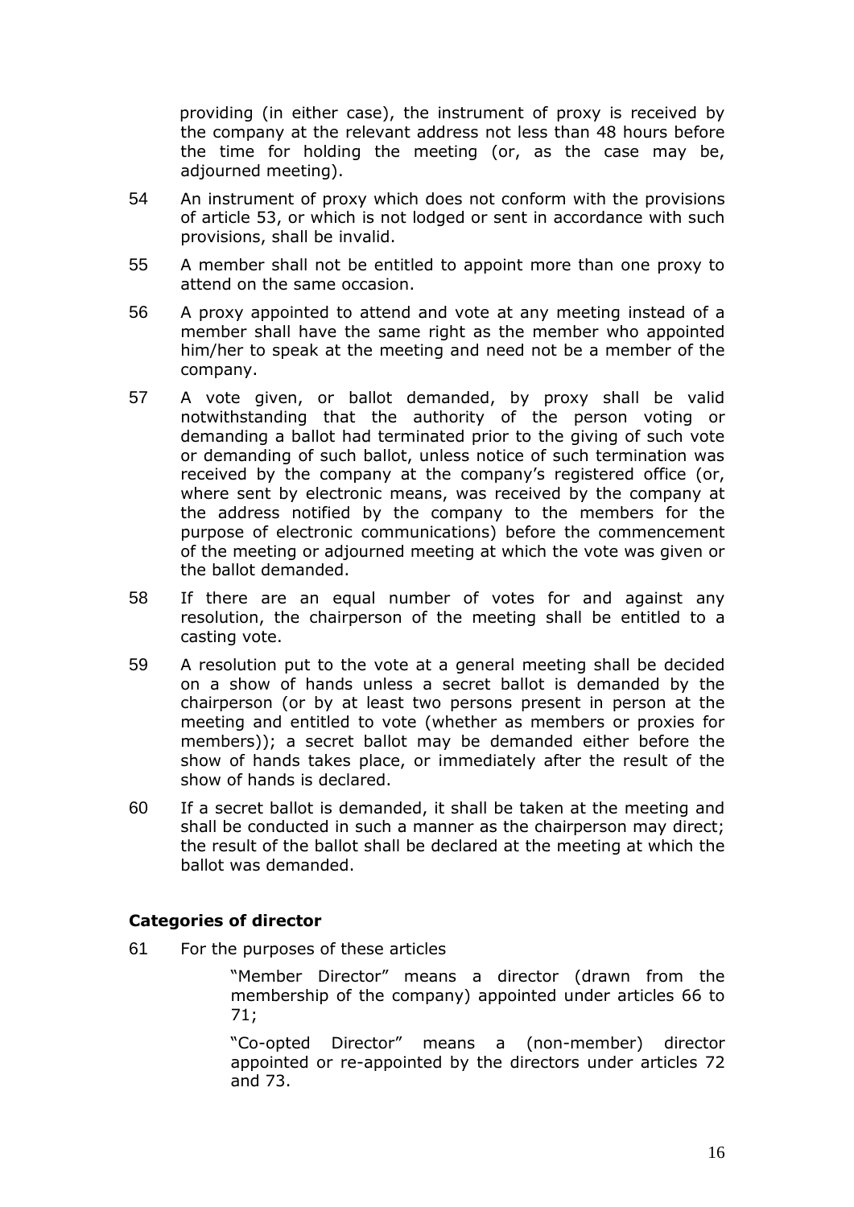providing (in either case), the instrument of proxy is received by the company at the relevant address not less than 48 hours before the time for holding the meeting (or, as the case may be, adjourned meeting).

54 An instrument of proxy which does not conform with the provisions of article 53, or which is not lodged or sent in accordance with such provisions, shall be invalid.

55 A member shall not be entitled to appoint more than one proxy to attend on the same occasion.

56 A proxy appointed to attend and vote at any meeting instead of a member shall have the same right as the member who appointed him/her to speak at the meeting and need not be a member of the company.

57 A vote given, or ballot demanded, by proxy shall be valid notwithstanding that the authority of the person voting or demanding a ballot had terminated prior to the giving of such vote or demanding of such ballot, unless notice of such termination was received by the company at the company's registered office (or, where sent by electronic means, was received by the company at the address notified by the company to the members for the purpose of electronic communications) before the commencement of the meeting or adjourned meeting at which the vote was given or the ballot demanded.

58 If there are an equal number of votes for and against any resolution, the chairperson of the meeting shall be entitled to a casting vote.

59 A resolution put to the vote at a general meeting shall be decided on a show of hands unless a secret ballot is demanded by the chairperson (or by at least two persons present in person at the meeting and entitled to vote (whether as members or proxies for members)); a secret ballot may be demanded either before the show of hands takes place, or immediately after the result of the show of hands is declared.

60 If a secret ballot is demanded, it shall be taken at the meeting and shall be conducted in such a manner as the chairperson may direct; the result of the ballot shall be declared at the meeting at which the ballot was demanded.

**Categories of director**

61 For the purposes of these articles

"Member Director" means a director (drawn from the membership of the company) appointed under articles 66 to 71;

"Co-opted Director" means a (non-member) director appointed or re-appointed by the directors under articles 72 and 73.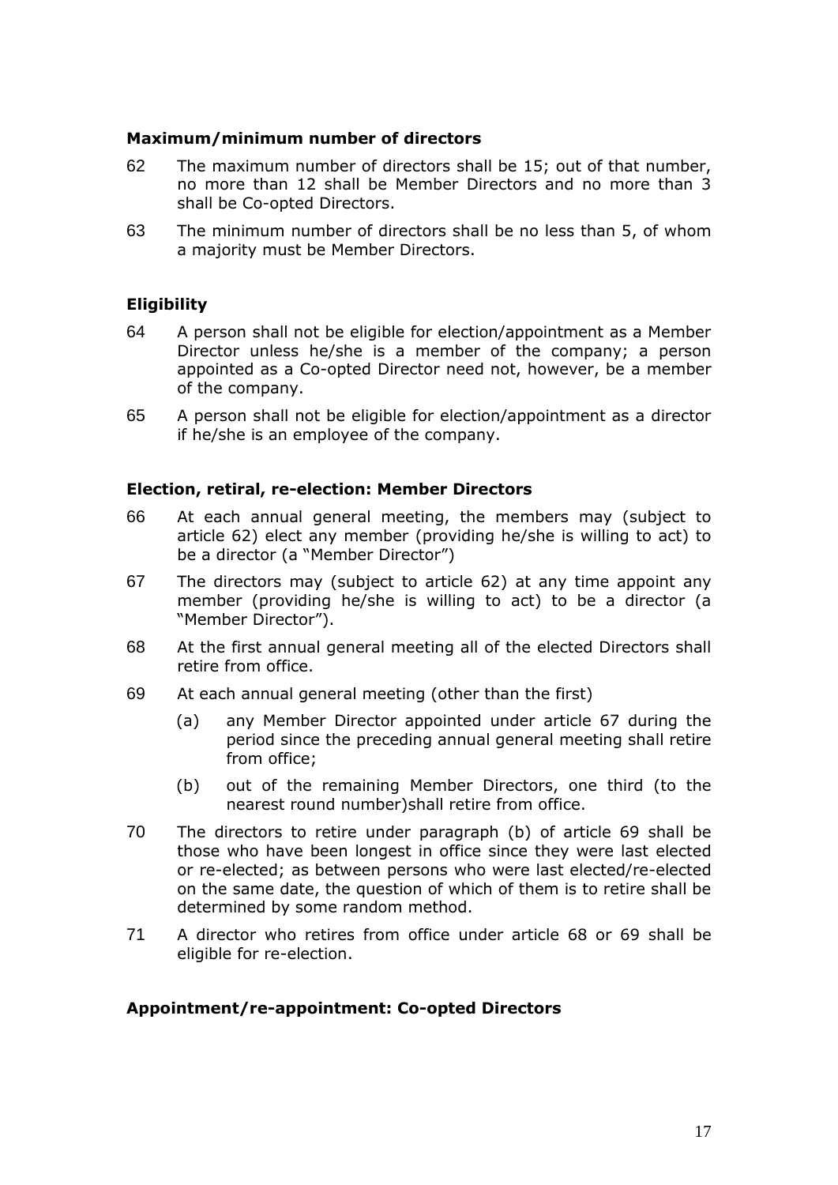### Maximum/minimum number of directors

62 The maximum number of directors shall be 15; out of that number, no more than 12 shall be Member Directors and no more than 3 shall be Co-opted Directors.

63 The minimum number of directors shall be no less than 5, of whom a majority must be Member Directors.

### Eligibility

64 A person shall not be eligible for election/appointment as a Member Director unless he/she is a member of the company; a person appointed as a Co-opted Director need not, however, be a member of the company.

65 A person shall not be eligible for election/appointment as a director if he/she is an employee of the company.

### Election, retiral, re-election: Member Directors

66 At each annual general meeting, the members may (subject to article 62) elect any member (providing he/she is willing to act) to be a director (a "Member Director")

67 The directors may (subject to article 62) at any time appoint any member (providing he/she is willing to act) to be a director (a "Member Director").

68 At the first annual general meeting all of the elected Directors shall retire from office.

69 At each annual general meeting (other than the first)

   (a) any Member Director appointed under article 67 during the period since the preceding annual general meeting shall retire from office;

   (b) out of the remaining Member Directors, one third (to the nearest round number)shall retire from office.

70 The directors to retire under paragraph (b) of article 69 shall be those who have been longest in office since they were last elected or re-elected; as between persons who were last elected/re-elected on the same date, the question of which of them is to retire shall be determined by some random method.

71 A director who retires from office under article 68 or 69 shall be eligible for re-election.

### Appointment/re-appointment: Co-opted Directors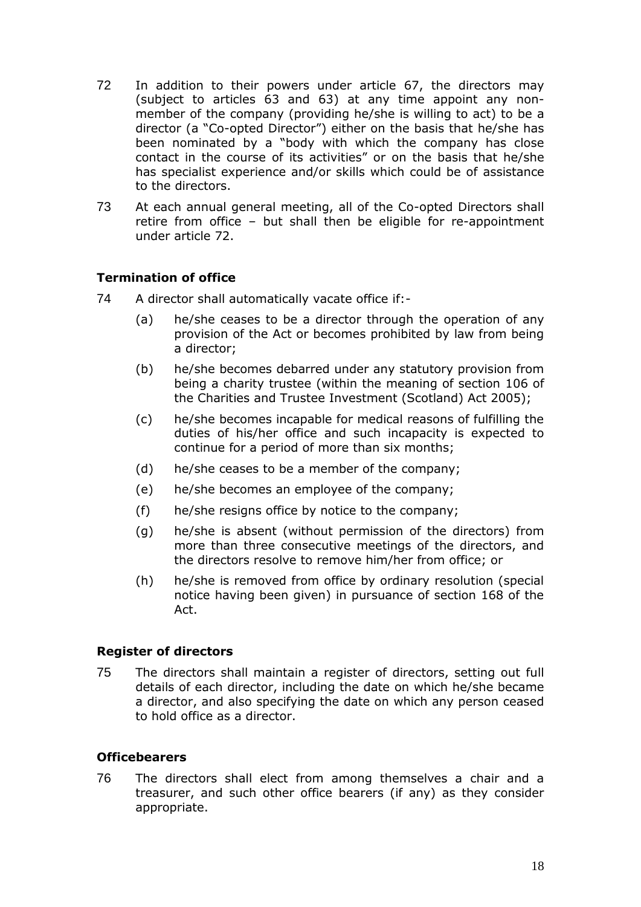72 In addition to their powers under article 67, the directors may (subject to articles 63 and 63) at any time appoint any non-member of the company (providing he/she is willing to act) to be a director (a "Co-opted Director") either on the basis that he/she has been nominated by a "body with which the company has close contact in the course of its activities" or on the basis that he/she has specialist experience and/or skills which could be of assistance to the directors.

73 At each annual general meeting, all of the Co-opted Directors shall retire from office – but shall then be eligible for re-appointment under article 72.

**Termination of office**

74 A director shall automatically vacate office if:-

- (a) he/she ceases to be a director through the operation of any provision of the Act or becomes prohibited by law from being a director;
- (b) he/she becomes debarred under any statutory provision from being a charity trustee (within the meaning of section 106 of the Charities and Trustee Investment (Scotland) Act 2005);
- (c) he/she becomes incapable for medical reasons of fulfilling the duties of his/her office and such incapacity is expected to continue for a period of more than six months;
- (d) he/she ceases to be a member of the company;
- (e) he/she becomes an employee of the company;
- (f) he/she resigns office by notice to the company;
- (g) he/she is absent (without permission of the directors) from more than three consecutive meetings of the directors, and the directors resolve to remove him/her from office; or
- (h) he/she is removed from office by ordinary resolution (special notice having been given) in pursuance of section 168 of the Act.

**Register of directors**

75 The directors shall maintain a register of directors, setting out full details of each director, including the date on which he/she became a director, and also specifying the date on which any person ceased to hold office as a director.

**Officebearers**

76 The directors shall elect from among themselves a chair and a treasurer, and such other office bearers (if any) as they consider appropriate.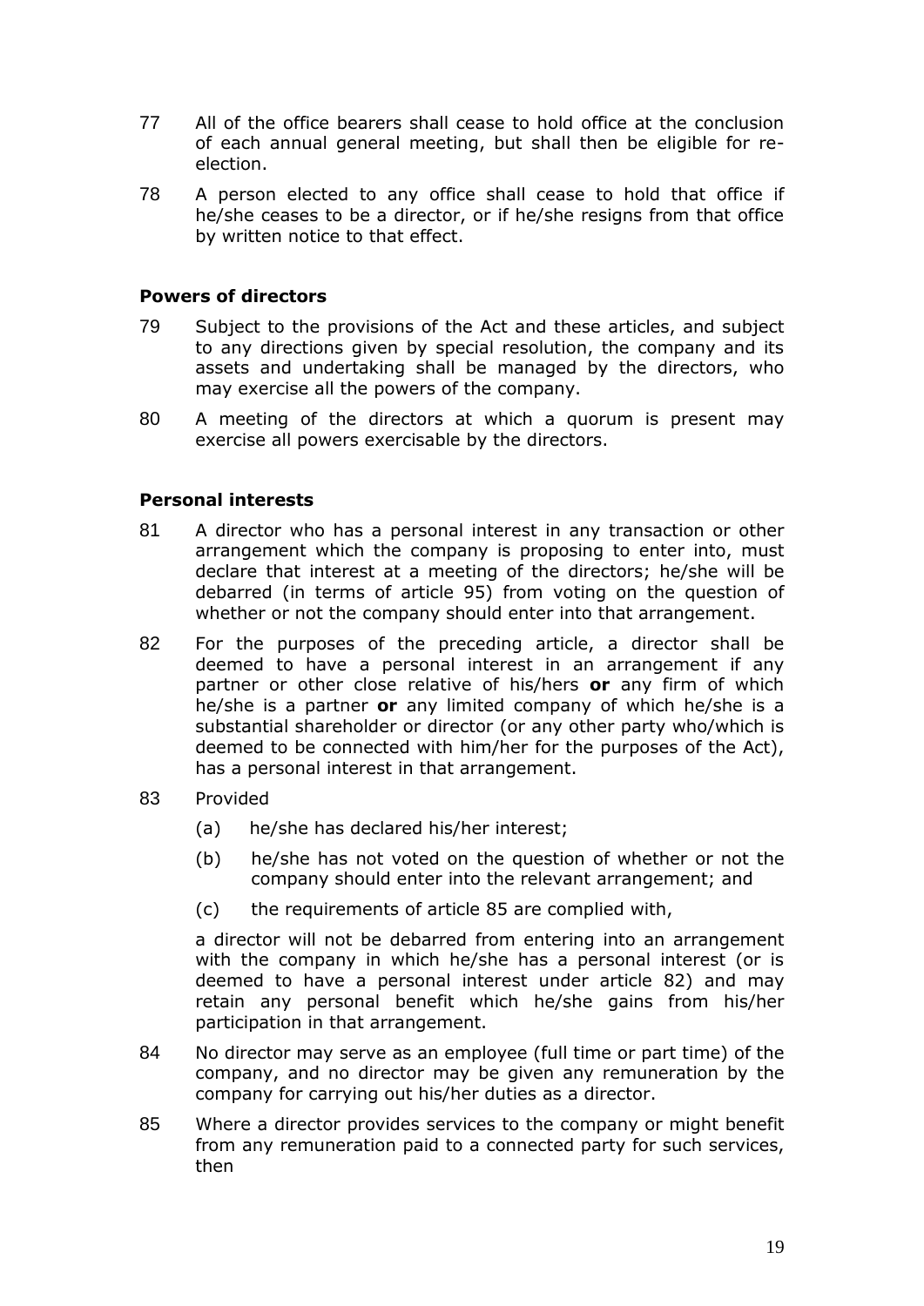77 All of the office bearers shall cease to hold office at the conclusion of each annual general meeting, but shall then be eligible for re-election.

78 A person elected to any office shall cease to hold that office if he/she ceases to be a director, or if he/she resigns from that office by written notice to that effect.

### Powers of directors

79 Subject to the provisions of the Act and these articles, and subject to any directions given by special resolution, the company and its assets and undertaking shall be managed by the directors, who may exercise all the powers of the company.

80 A meeting of the directors at which a quorum is present may exercise all powers exercisable by the directors.

### Personal interests

81 A director who has a personal interest in any transaction or other arrangement which the company is proposing to enter into, must declare that interest at a meeting of the directors; he/she will be debarred (in terms of article 95) from voting on the question of whether or not the company should enter into that arrangement.

82 For the purposes of the preceding article, a director shall be deemed to have a personal interest in an arrangement if any partner or other close relative of his/hers **or** any firm of which he/she is a partner **or** any limited company of which he/she is a substantial shareholder or director (or any other party who/which is deemed to be connected with him/her for the purposes of the Act), has a personal interest in that arrangement.

83 Provided

(a) he/she has declared his/her interest;

(b) he/she has not voted on the question of whether or not the company should enter into the relevant arrangement; and

(c) the requirements of article 85 are complied with,

a director will not be debarred from entering into an arrangement with the company in which he/she has a personal interest (or is deemed to have a personal interest under article 82) and may retain any personal benefit which he/she gains from his/her participation in that arrangement.

84 No director may serve as an employee (full time or part time) of the company, and no director may be given any remuneration by the company for carrying out his/her duties as a director.

85 Where a director provides services to the company or might benefit from any remuneration paid to a connected party for such services, then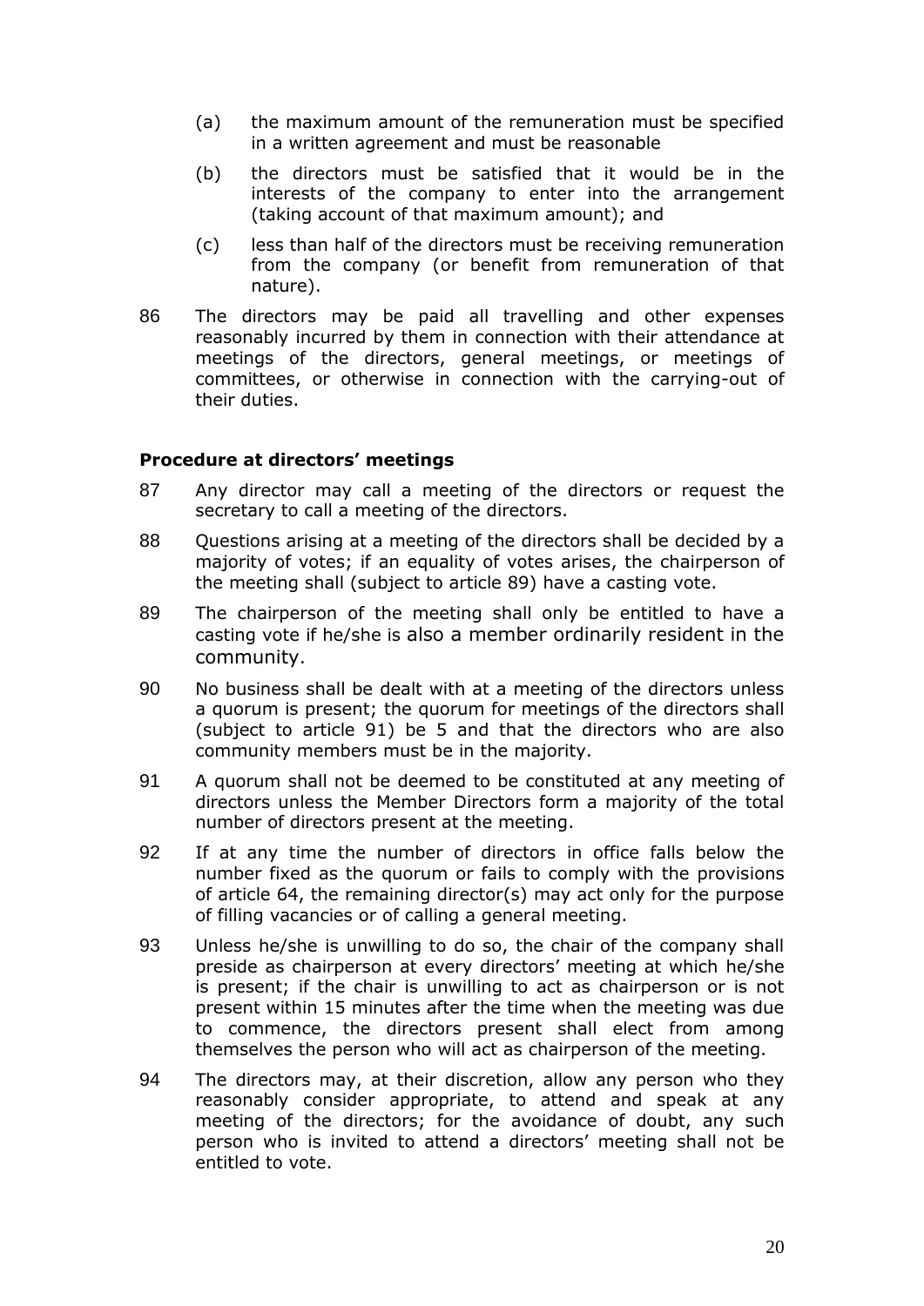(a) the maximum amount of the remuneration must be specified in a written agreement and must be reasonable

(b) the directors must be satisfied that it would be in the interests of the company to enter into the arrangement (taking account of that maximum amount); and

(c) less than half of the directors must be receiving remuneration from the company (or benefit from remuneration of that nature).

86 The directors may be paid all travelling and other expenses reasonably incurred by them in connection with their attendance at meetings of the directors, general meetings, or meetings of committees, or otherwise in connection with the carrying-out of their duties.

**Procedure at directors' meetings**

87 Any director may call a meeting of the directors or request the secretary to call a meeting of the directors.

88 Questions arising at a meeting of the directors shall be decided by a majority of votes; if an equality of votes arises, the chairperson of the meeting shall (subject to article 89) have a casting vote.

89 The chairperson of the meeting shall only be entitled to have a casting vote if he/she is also a member ordinarily resident in the community.

90 No business shall be dealt with at a meeting of the directors unless a quorum is present; the quorum for meetings of the directors shall (subject to article 91) be 5 and that the directors who are also community members must be in the majority.

91 A quorum shall not be deemed to be constituted at any meeting of directors unless the Member Directors form a majority of the total number of directors present at the meeting.

92 If at any time the number of directors in office falls below the number fixed as the quorum or fails to comply with the provisions of article 64, the remaining director(s) may act only for the purpose of filling vacancies or of calling a general meeting.

93 Unless he/she is unwilling to do so, the chair of the company shall preside as chairperson at every directors' meeting at which he/she is present; if the chair is unwilling to act as chairperson or is not present within 15 minutes after the time when the meeting was due to commence, the directors present shall elect from among themselves the person who will act as chairperson of the meeting.

94 The directors may, at their discretion, allow any person who they reasonably consider appropriate, to attend and speak at any meeting of the directors; for the avoidance of doubt, any such person who is invited to attend a directors' meeting shall not be entitled to vote.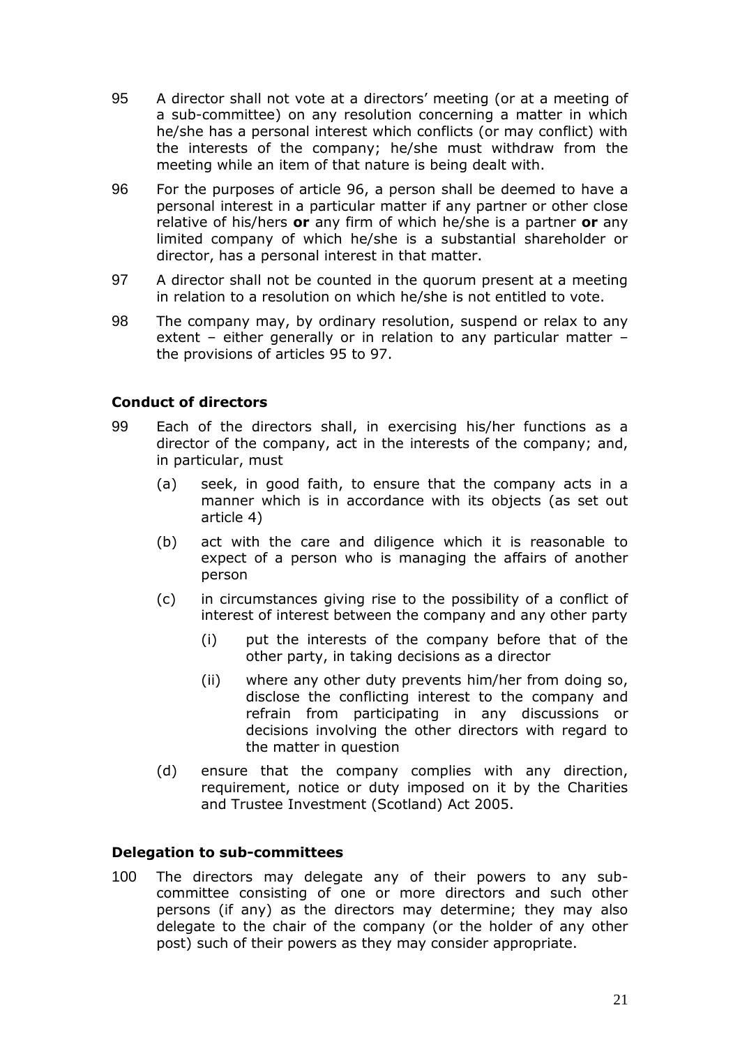95 A director shall not vote at a directors' meeting (or at a meeting of a sub-committee) on any resolution concerning a matter in which he/she has a personal interest which conflicts (or may conflict) with the interests of the company; he/she must withdraw from the meeting while an item of that nature is being dealt with.

96 For the purposes of article 96, a person shall be deemed to have a personal interest in a particular matter if any partner or other close relative of his/hers **or** any firm of which he/she is a partner **or** any limited company of which he/she is a substantial shareholder or director, has a personal interest in that matter.

97 A director shall not be counted in the quorum present at a meeting in relation to a resolution on which he/she is not entitled to vote.

98 The company may, by ordinary resolution, suspend or relax to any extent – either generally or in relation to any particular matter – the provisions of articles 95 to 97.

### Conduct of directors

99 Each of the directors shall, in exercising his/her functions as a director of the company, act in the interests of the company; and, in particular, must

(a) seek, in good faith, to ensure that the company acts in a manner which is in accordance with its objects (as set out article 4)

(b) act with the care and diligence which it is reasonable to expect of a person who is managing the affairs of another person

(c) in circumstances giving rise to the possibility of a conflict of interest of interest between the company and any other party

(i) put the interests of the company before that of the other party, in taking decisions as a director

(ii) where any other duty prevents him/her from doing so, disclose the conflicting interest to the company and refrain from participating in any discussions or decisions involving the other directors with regard to the matter in question

(d) ensure that the company complies with any direction, requirement, notice or duty imposed on it by the Charities and Trustee Investment (Scotland) Act 2005.

### Delegation to sub-committees

100 The directors may delegate any of their powers to any sub-committee consisting of one or more directors and such other persons (if any) as the directors may determine; they may also delegate to the chair of the company (or the holder of any other post) such of their powers as they may consider appropriate.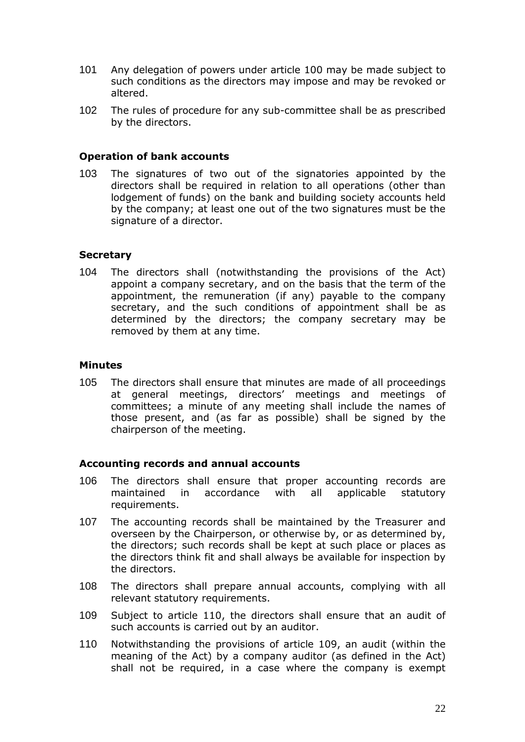101 Any delegation of powers under article 100 may be made subject to such conditions as the directors may impose and may be revoked or altered.

102 The rules of procedure for any sub-committee shall be as prescribed by the directors.

**Operation of bank accounts**

103 The signatures of two out of the signatories appointed by the directors shall be required in relation to all operations (other than lodgement of funds) on the bank and building society accounts held by the company; at least one out of the two signatures must be the signature of a director.

**Secretary**

104 The directors shall (notwithstanding the provisions of the Act) appoint a company secretary, and on the basis that the term of the appointment, the remuneration (if any) payable to the company secretary, and the such conditions of appointment shall be as determined by the directors; the company secretary may be removed by them at any time.

**Minutes**

105 The directors shall ensure that minutes are made of all proceedings at general meetings, directors' meetings and meetings of committees; a minute of any meeting shall include the names of those present, and (as far as possible) shall be signed by the chairperson of the meeting.

**Accounting records and annual accounts**

106 The directors shall ensure that proper accounting records are maintained in accordance with all applicable statutory requirements.

107 The accounting records shall be maintained by the Treasurer and overseen by the Chairperson, or otherwise by, or as determined by, the directors; such records shall be kept at such place or places as the directors think fit and shall always be available for inspection by the directors.

108 The directors shall prepare annual accounts, complying with all relevant statutory requirements.

109 Subject to article 110, the directors shall ensure that an audit of such accounts is carried out by an auditor.

110 Notwithstanding the provisions of article 109, an audit (within the meaning of the Act) by a company auditor (as defined in the Act) shall not be required, in a case where the company is exempt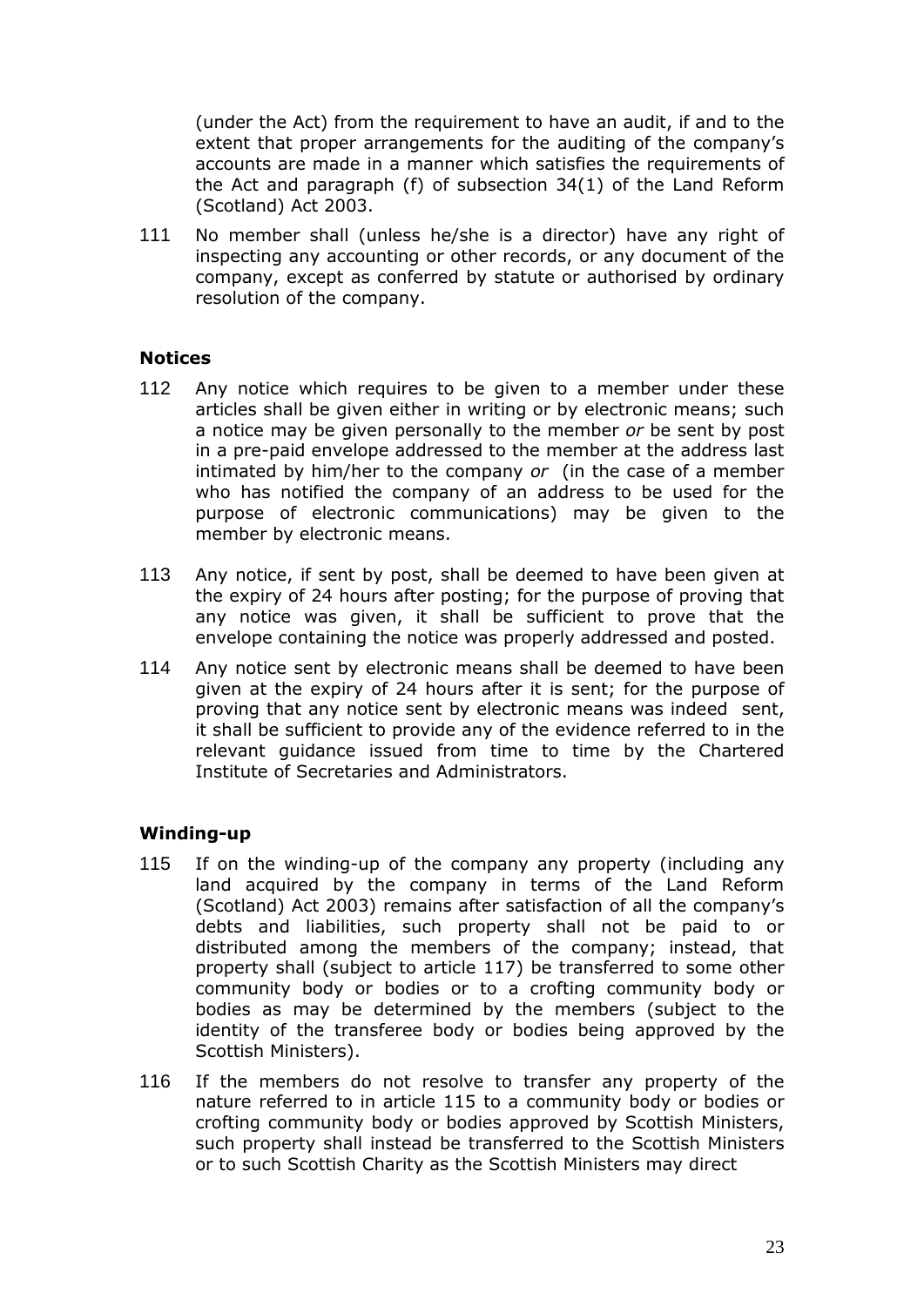(under the Act) from the requirement to have an audit, if and to the extent that proper arrangements for the auditing of the company's accounts are made in a manner which satisfies the requirements of the Act and paragraph (f) of subsection 34(1) of the Land Reform (Scotland) Act 2003.

111 No member shall (unless he/she is a director) have any right of inspecting any accounting or other records, or any document of the company, except as conferred by statute or authorised by ordinary resolution of the company.

**Notices**

112 Any notice which requires to be given to a member under these articles shall be given either in writing or by electronic means; such a notice may be given personally to the member *or* be sent by post in a pre-paid envelope addressed to the member at the address last intimated by him/her to the company *or* (in the case of a member who has notified the company of an address to be used for the purpose of electronic communications) may be given to the member by electronic means.

113 Any notice, if sent by post, shall be deemed to have been given at the expiry of 24 hours after posting; for the purpose of proving that any notice was given, it shall be sufficient to prove that the envelope containing the notice was properly addressed and posted.

114 Any notice sent by electronic means shall be deemed to have been given at the expiry of 24 hours after it is sent; for the purpose of proving that any notice sent by electronic means was indeed sent, it shall be sufficient to provide any of the evidence referred to in the relevant guidance issued from time to time by the Chartered Institute of Secretaries and Administrators.

**Winding-up**

115 If on the winding-up of the company any property (including any land acquired by the company in terms of the Land Reform (Scotland) Act 2003) remains after satisfaction of all the company's debts and liabilities, such property shall not be paid to or distributed among the members of the company; instead, that property shall (subject to article 117) be transferred to some other community body or bodies or to a crofting community body or bodies as may be determined by the members (subject to the identity of the transferee body or bodies being approved by the Scottish Ministers).

116 If the members do not resolve to transfer any property of the nature referred to in article 115 to a community body or bodies or crofting community body or bodies approved by Scottish Ministers, such property shall instead be transferred to the Scottish Ministers or to such Scottish Charity as the Scottish Ministers may direct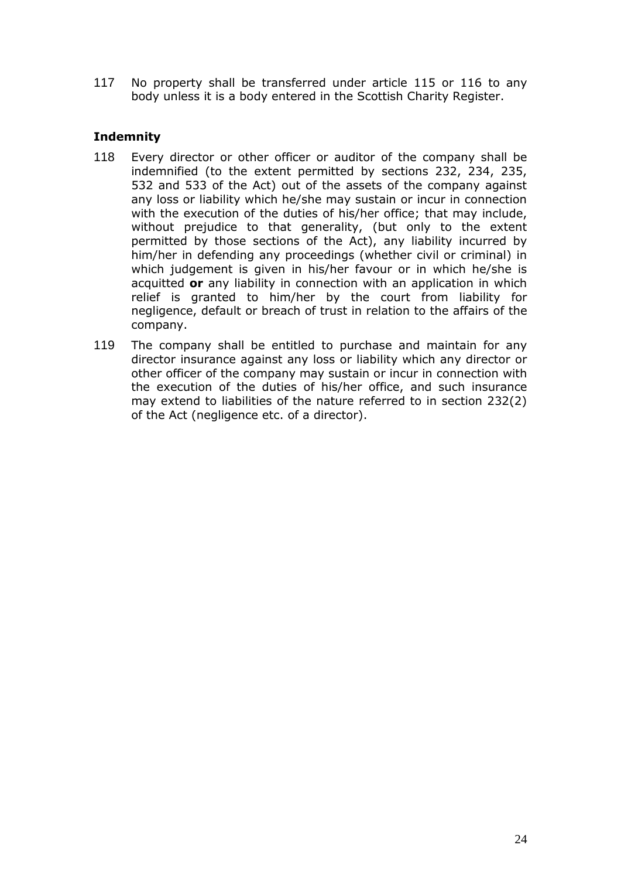117 No property shall be transferred under article 115 or 116 to any body unless it is a body entered in the Scottish Charity Register.

### Indemnity

118 Every director or other officer or auditor of the company shall be indemnified (to the extent permitted by sections 232, 234, 235, 532 and 533 of the Act) out of the assets of the company against any loss or liability which he/she may sustain or incur in connection with the execution of the duties of his/her office; that may include, without prejudice to that generality, (but only to the extent permitted by those sections of the Act), any liability incurred by him/her in defending any proceedings (whether civil or criminal) in which judgement is given in his/her favour or in which he/she is acquitted **or** any liability in connection with an application in which relief is granted to him/her by the court from liability for negligence, default or breach of trust in relation to the affairs of the company.

119 The company shall be entitled to purchase and maintain for any director insurance against any loss or liability which any director or other officer of the company may sustain or incur in connection with the execution of the duties of his/her office, and such insurance may extend to liabilities of the nature referred to in section 232(2) of the Act (negligence etc. of a director).